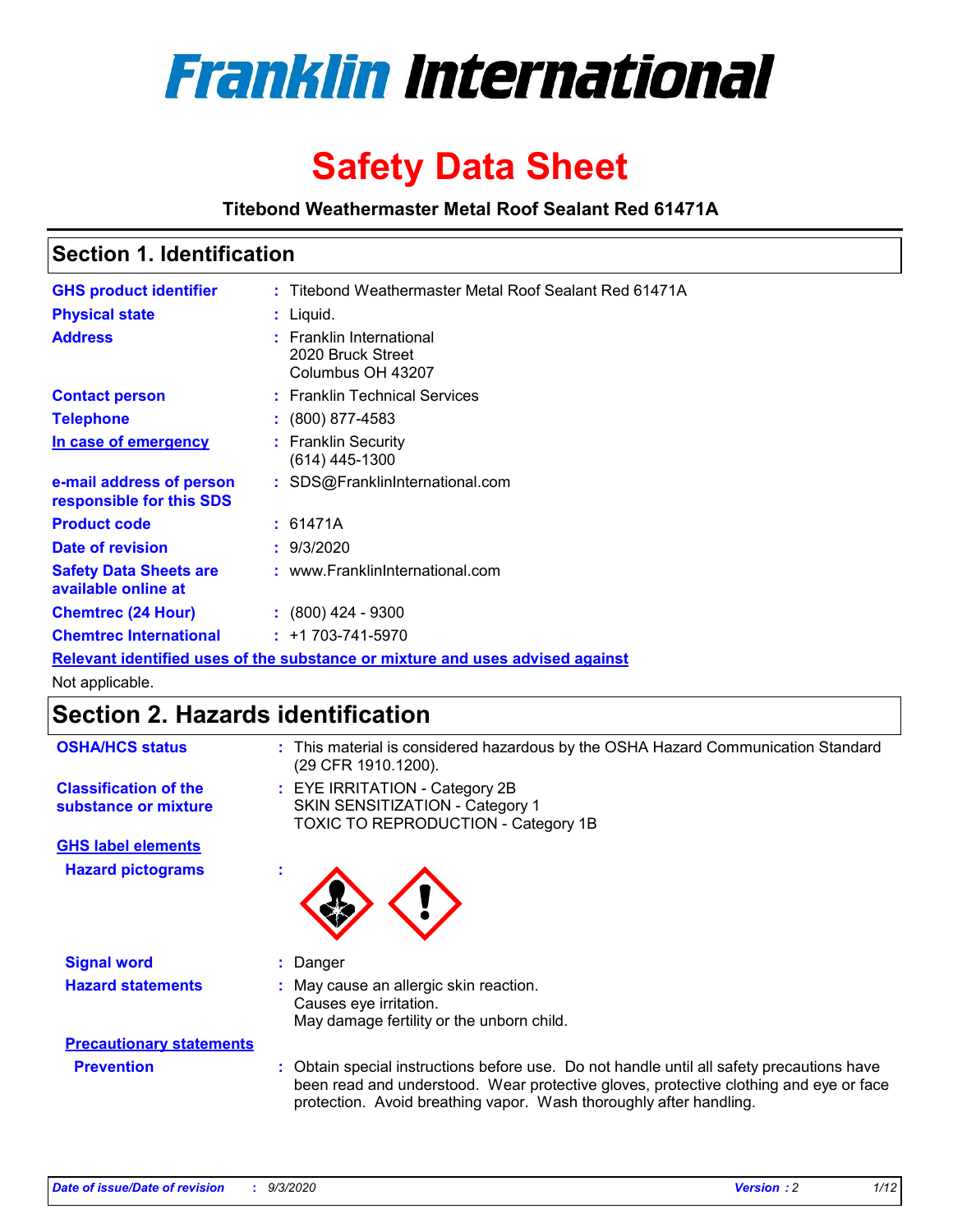# Franklin International

# Safety Data Sheet

**Titebond Weathermaster Metal Roof Sealant Red 61471A**

## Section 1. Identification

| | | |
|---|---|---|
| **GHS product identifier** | : | Titebond Weathermaster Metal Roof Sealant Red 61471A |
| **Physical state** | : | Liquid. |
| **Address** | : | Franklin International<br>2020 Bruck Street<br>Columbus OH 43207 |
| **Contact person** | : | Franklin Technical Services |
| **Telephone** | : | (800) 877-4583 |
| **In case of emergency** | : | Franklin Security<br>(614) 445-1300 |
| **e-mail address of person responsible for this SDS** | : | SDS@FranklinInternational.com |
| **Product code** | : | 61471A |
| **Date of revision** | : | 9/3/2020 |
| **Safety Data Sheets are available online at** | : | www.FranklinInternational.com |
| **Chemtrec (24 Hour)** | : | (800) 424 - 9300 |
| **Chemtrec International** | : | +1 703-741-5970 |

**Relevant identified uses of the substance or mixture and uses advised against**

Not applicable.

## Section 2. Hazards identification

| | | |
|---|---|---|
| **OSHA/HCS status** | : | This material is considered hazardous by the OSHA Hazard Communication Standard (29 CFR 1910.1200). |
| **Classification of the substance or mixture** | : | EYE IRRITATION - Category 2B<br>SKIN SENSITIZATION - Category 1<br>TOXIC TO REPRODUCTION - Category 1B |

**GHS label elements**

| | | |
|---|---|---|
| **Hazard pictograms** | : | |
| **Signal word** | : | Danger |
| **Hazard statements** | : | May cause an allergic skin reaction.<br>Causes eye irritation.<br>May damage fertility or the unborn child. |

**Precautionary statements**

| | | |
|---|---|---|
| **Prevention** | : | Obtain special instructions before use. Do not handle until all safety precautions have been read and understood. Wear protective gloves, protective clothing and eye or face protection. Avoid breathing vapor. Wash thoroughly after handling. |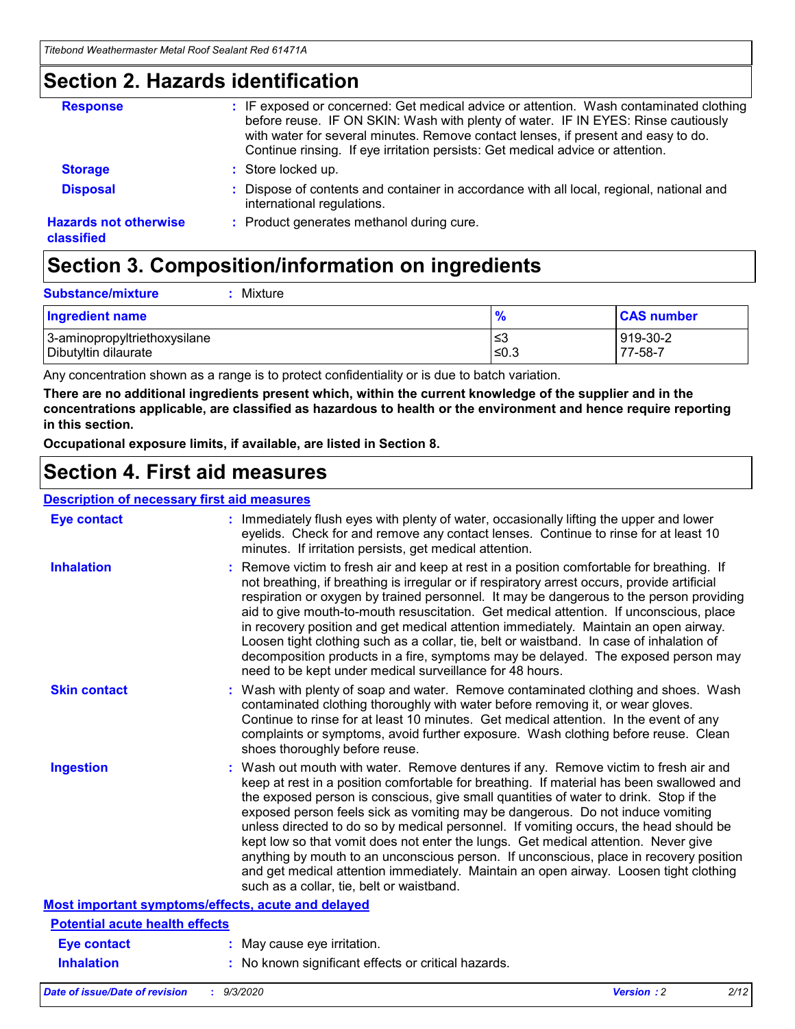## Section 2. Hazards identification

**Response** : IF exposed or concerned: Get medical advice or attention. Wash contaminated clothing before reuse. IF ON SKIN: Wash with plenty of water. IF IN EYES: Rinse cautiously with water for several minutes. Remove contact lenses, if present and easy to do. Continue rinsing. If eye irritation persists: Get medical advice or attention.

**Storage** : Store locked up.

**Disposal** : Dispose of contents and container in accordance with all local, regional, national and international regulations.

**Hazards not otherwise classified** : Product generates methanol during cure.

## Section 3. Composition/information on ingredients

**Substance/mixture** : Mixture

| Ingredient name | % | CAS number |
|---|---|---|
| 3-aminopropyltriethoxysilane | ≤3 | 919-30-2 |
| Dibutyltin dilaurate | ≤0.3 | 77-58-7 |

Any concentration shown as a range is to protect confidentiality or is due to batch variation.

**There are no additional ingredients present which, within the current knowledge of the supplier and in the concentrations applicable, are classified as hazardous to health or the environment and hence require reporting in this section.**

**Occupational exposure limits, if available, are listed in Section 8.**

## Section 4. First aid measures

### Description of necessary first aid measures

**Eye contact** : Immediately flush eyes with plenty of water, occasionally lifting the upper and lower eyelids. Check for and remove any contact lenses. Continue to rinse for at least 10 minutes. If irritation persists, get medical attention.

**Inhalation** : Remove victim to fresh air and keep at rest in a position comfortable for breathing. If not breathing, if breathing is irregular or if respiratory arrest occurs, provide artificial respiration or oxygen by trained personnel. It may be dangerous to the person providing aid to give mouth-to-mouth resuscitation. Get medical attention. If unconscious, place in recovery position and get medical attention immediately. Maintain an open airway. Loosen tight clothing such as a collar, tie, belt or waistband. In case of inhalation of decomposition products in a fire, symptoms may be delayed. The exposed person may need to be kept under medical surveillance for 48 hours.

**Skin contact** : Wash with plenty of soap and water. Remove contaminated clothing and shoes. Wash contaminated clothing thoroughly with water before removing it, or wear gloves. Continue to rinse for at least 10 minutes. Get medical attention. In the event of any complaints or symptoms, avoid further exposure. Wash clothing before reuse. Clean shoes thoroughly before reuse.

**Ingestion** : Wash out mouth with water. Remove dentures if any. Remove victim to fresh air and keep at rest in a position comfortable for breathing. If material has been swallowed and the exposed person is conscious, give small quantities of water to drink. Stop if the exposed person feels sick as vomiting may be dangerous. Do not induce vomiting unless directed to do so by medical personnel. If vomiting occurs, the head should be kept low so that vomit does not enter the lungs. Get medical attention. Never give anything by mouth to an unconscious person. If unconscious, place in recovery position and get medical attention immediately. Maintain an open airway. Loosen tight clothing such as a collar, tie, belt or waistband.

### Most important symptoms/effects, acute and delayed

#### Potential acute health effects

**Eye contact** : May cause eye irritation.

**Inhalation** : No known significant effects or critical hazards.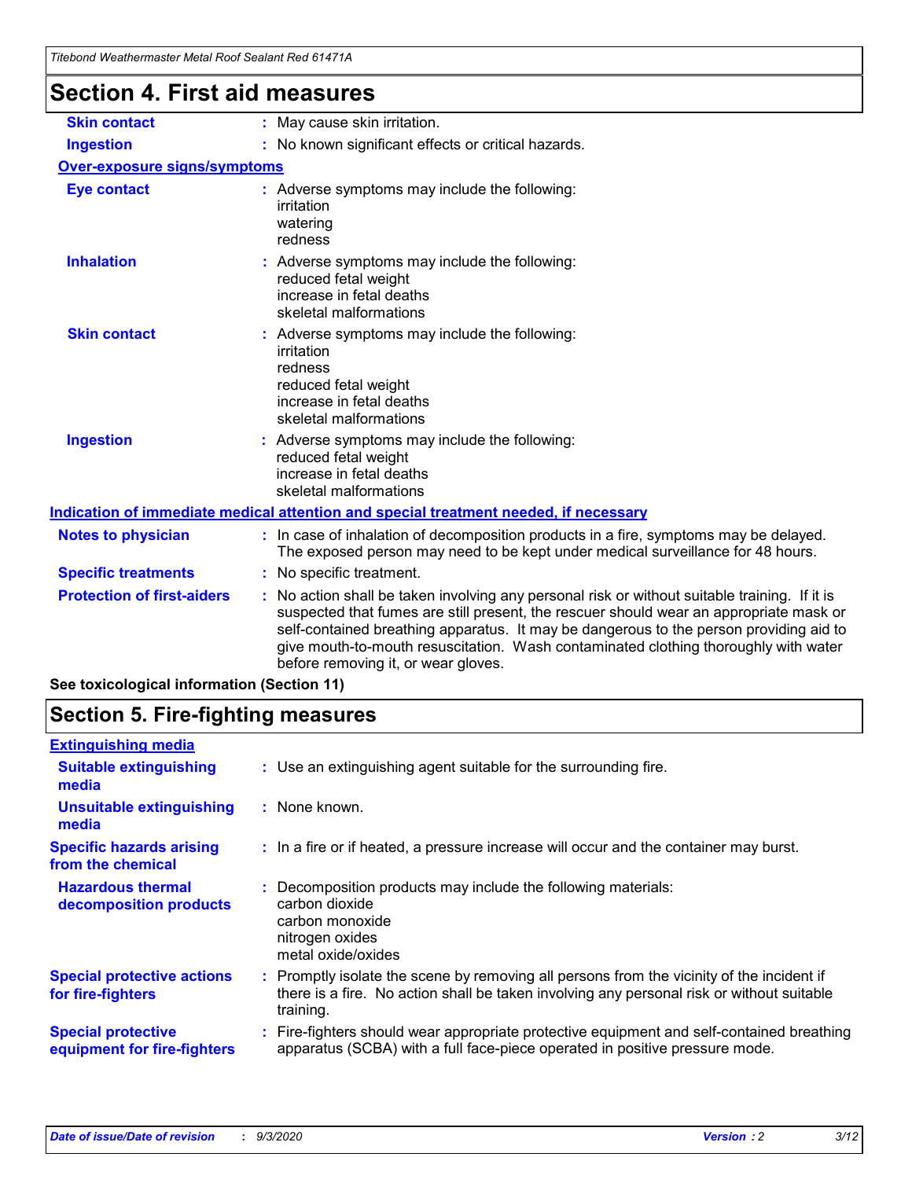# Section 4. First aid measures

| | |
|---|---|
| **Skin contact** | : May cause skin irritation. |
| **Ingestion** | : No known significant effects or critical hazards. |

**Over-exposure signs/symptoms**

| | |
|---|---|
| **Eye contact** | : Adverse symptoms may include the following:<br>irritation<br>watering<br>redness |
| **Inhalation** | : Adverse symptoms may include the following:<br>reduced fetal weight<br>increase in fetal deaths<br>skeletal malformations |
| **Skin contact** | : Adverse symptoms may include the following:<br>irritation<br>redness<br>reduced fetal weight<br>increase in fetal deaths<br>skeletal malformations |
| **Ingestion** | : Adverse symptoms may include the following:<br>reduced fetal weight<br>increase in fetal deaths<br>skeletal malformations |

**Indication of immediate medical attention and special treatment needed, if necessary**

| | |
|---|---|
| **Notes to physician** | : In case of inhalation of decomposition products in a fire, symptoms may be delayed. The exposed person may need to be kept under medical surveillance for 48 hours. |
| **Specific treatments** | : No specific treatment. |
| **Protection of first-aiders** | : No action shall be taken involving any personal risk or without suitable training. If it is suspected that fumes are still present, the rescuer should wear an appropriate mask or self-contained breathing apparatus. It may be dangerous to the person providing aid to give mouth-to-mouth resuscitation. Wash contaminated clothing thoroughly with water before removing it, or wear gloves. |

**See toxicological information (Section 11)**

# Section 5. Fire-fighting measures

**Extinguishing media**

| | |
|---|---|
| **Suitable extinguishing media** | : Use an extinguishing agent suitable for the surrounding fire. |
| **Unsuitable extinguishing media** | : None known. |
| **Specific hazards arising from the chemical** | : In a fire or if heated, a pressure increase will occur and the container may burst. |
| **Hazardous thermal decomposition products** | : Decomposition products may include the following materials:<br>carbon dioxide<br>carbon monoxide<br>nitrogen oxides<br>metal oxide/oxides |
| **Special protective actions for fire-fighters** | : Promptly isolate the scene by removing all persons from the vicinity of the incident if there is a fire. No action shall be taken involving any personal risk or without suitable training. |
| **Special protective equipment for fire-fighters** | : Fire-fighters should wear appropriate protective equipment and self-contained breathing apparatus (SCBA) with a full face-piece operated in positive pressure mode. |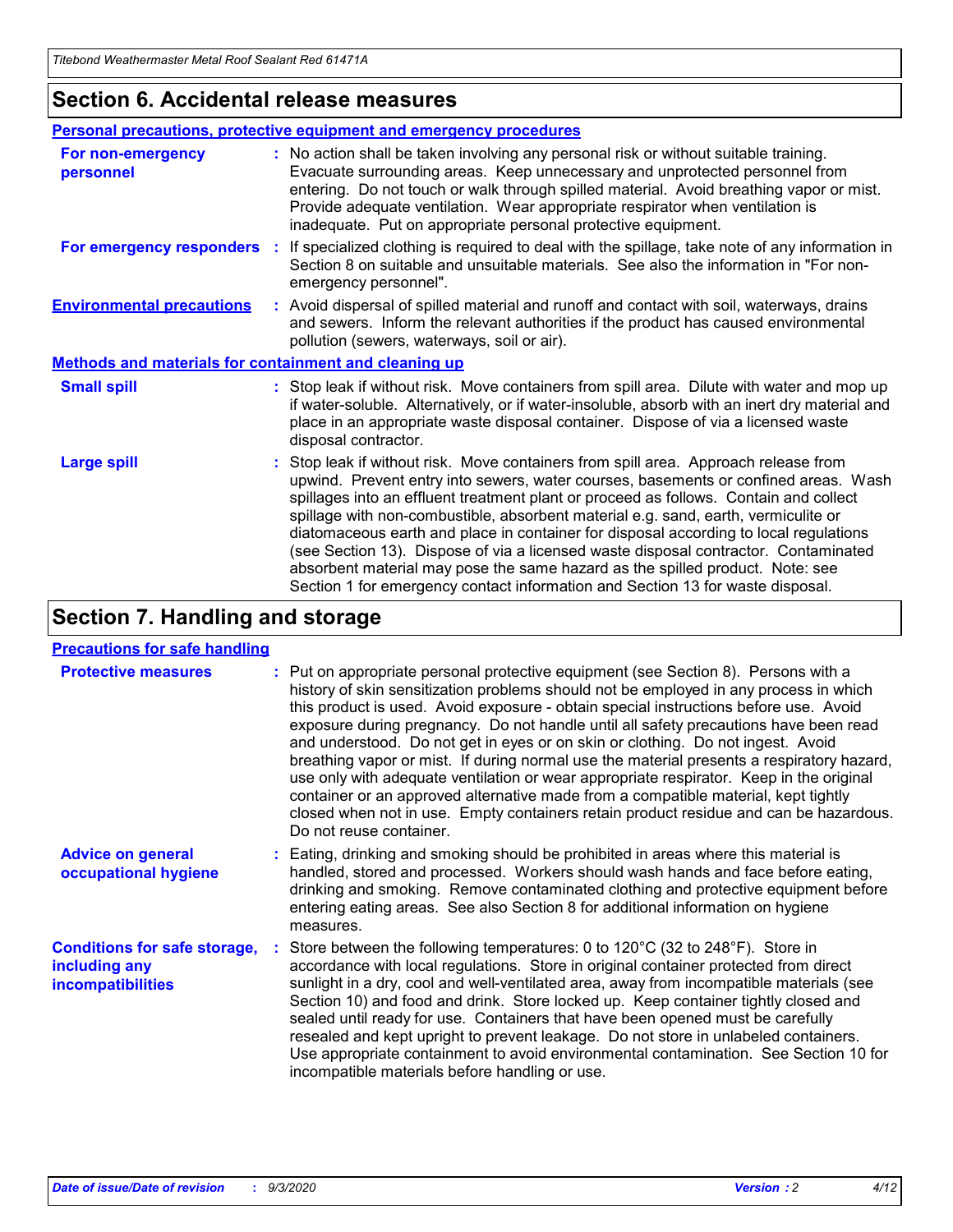## Section 6. Accidental release measures

**Personal precautions, protective equipment and emergency procedures**

| | |
|---|---|
| **For non-emergency personnel** | : No action shall be taken involving any personal risk or without suitable training. Evacuate surrounding areas. Keep unnecessary and unprotected personnel from entering. Do not touch or walk through spilled material. Avoid breathing vapor or mist. Provide adequate ventilation. Wear appropriate respirator when ventilation is inadequate. Put on appropriate personal protective equipment. |
| **For emergency responders** | : If specialized clothing is required to deal with the spillage, take note of any information in Section 8 on suitable and unsuitable materials. See also the information in "For non-emergency personnel". |
| **Environmental precautions** | : Avoid dispersal of spilled material and runoff and contact with soil, waterways, drains and sewers. Inform the relevant authorities if the product has caused environmental pollution (sewers, waterways, soil or air). |

**Methods and materials for containment and cleaning up**

| | |
|---|---|
| **Small spill** | : Stop leak if without risk. Move containers from spill area. Dilute with water and mop up if water-soluble. Alternatively, or if water-insoluble, absorb with an inert dry material and place in an appropriate waste disposal container. Dispose of via a licensed waste disposal contractor. |
| **Large spill** | : Stop leak if without risk. Move containers from spill area. Approach release from upwind. Prevent entry into sewers, water courses, basements or confined areas. Wash spillages into an effluent treatment plant or proceed as follows. Contain and collect spillage with non-combustible, absorbent material e.g. sand, earth, vermiculite or diatomaceous earth and place in container for disposal according to local regulations (see Section 13). Dispose of via a licensed waste disposal contractor. Contaminated absorbent material may pose the same hazard as the spilled product. Note: see Section 1 for emergency contact information and Section 13 for waste disposal. |

## Section 7. Handling and storage

**Precautions for safe handling**

| | |
|---|---|
| **Protective measures** | : Put on appropriate personal protective equipment (see Section 8). Persons with a history of skin sensitization problems should not be employed in any process in which this product is used. Avoid exposure - obtain special instructions before use. Avoid exposure during pregnancy. Do not handle until all safety precautions have been read and understood. Do not get in eyes or on skin or clothing. Do not ingest. Avoid breathing vapor or mist. If during normal use the material presents a respiratory hazard, use only with adequate ventilation or wear appropriate respirator. Keep in the original container or an approved alternative made from a compatible material, kept tightly closed when not in use. Empty containers retain product residue and can be hazardous. Do not reuse container. |
| **Advice on general occupational hygiene** | : Eating, drinking and smoking should be prohibited in areas where this material is handled, stored and processed. Workers should wash hands and face before eating, drinking and smoking. Remove contaminated clothing and protective equipment before entering eating areas. See also Section 8 for additional information on hygiene measures. |
| **Conditions for safe storage, including any incompatibilities** | : Store between the following temperatures: 0 to 120°C (32 to 248°F). Store in accordance with local regulations. Store in original container protected from direct sunlight in a dry, cool and well-ventilated area, away from incompatible materials (see Section 10) and food and drink. Store locked up. Keep container tightly closed and sealed until ready for use. Containers that have been opened must be carefully resealed and kept upright to prevent leakage. Do not store in unlabeled containers. Use appropriate containment to avoid environmental contamination. See Section 10 for incompatible materials before handling or use. |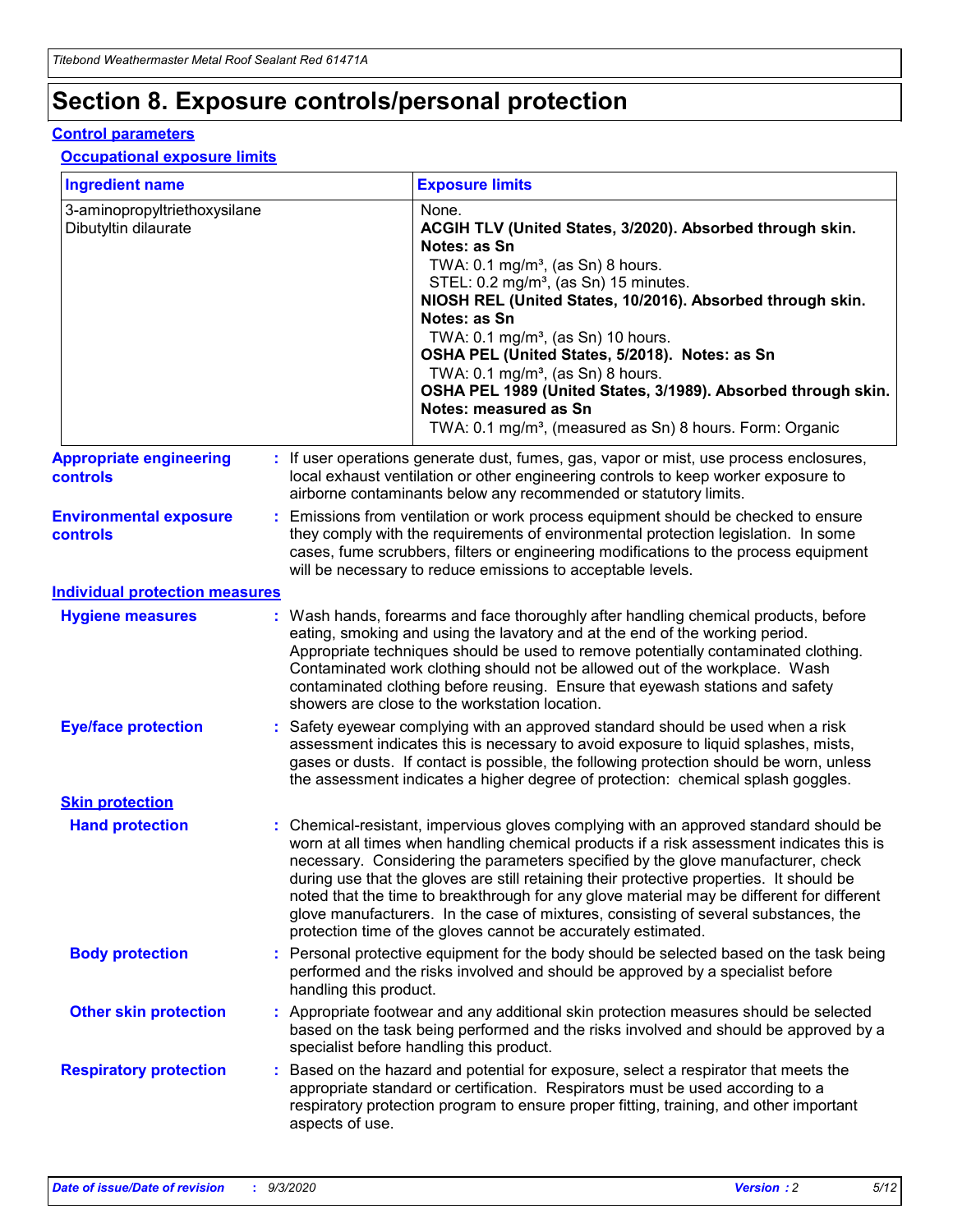# Section 8. Exposure controls/personal protection

## Control parameters

### Occupational exposure limits

| Ingredient name | Exposure limits |
|---|---|
| 3-aminopropyltriethoxysilane | None. |
| Dibutyltin dilaurate | **ACGIH TLV (United States, 3/2020). Absorbed through skin. Notes: as Sn**<br>TWA: 0.1 mg/m³, (as Sn) 8 hours.<br>STEL: 0.2 mg/m³, (as Sn) 15 minutes.<br>**NIOSH REL (United States, 10/2016). Absorbed through skin. Notes: as Sn**<br>TWA: 0.1 mg/m³, (as Sn) 10 hours.<br>**OSHA PEL (United States, 5/2018). Notes: as Sn**<br>TWA: 0.1 mg/m³, (as Sn) 8 hours.<br>**OSHA PEL 1989 (United States, 3/1989). Absorbed through skin. Notes: measured as Sn**<br>TWA: 0.1 mg/m³, (measured as Sn) 8 hours. Form: Organic |

**Appropriate engineering controls** : If user operations generate dust, fumes, gas, vapor or mist, use process enclosures, local exhaust ventilation or other engineering controls to keep worker exposure to airborne contaminants below any recommended or statutory limits.

**Environmental exposure controls** : Emissions from ventilation or work process equipment should be checked to ensure they comply with the requirements of environmental protection legislation. In some cases, fume scrubbers, filters or engineering modifications to the process equipment will be necessary to reduce emissions to acceptable levels.

## Individual protection measures

**Hygiene measures** : Wash hands, forearms and face thoroughly after handling chemical products, before eating, smoking and using the lavatory and at the end of the working period. Appropriate techniques should be used to remove potentially contaminated clothing. Contaminated work clothing should not be allowed out of the workplace. Wash contaminated clothing before reusing. Ensure that eyewash stations and safety showers are close to the workstation location.

**Eye/face protection** : Safety eyewear complying with an approved standard should be used when a risk assessment indicates this is necessary to avoid exposure to liquid splashes, mists, gases or dusts. If contact is possible, the following protection should be worn, unless the assessment indicates a higher degree of protection: chemical splash goggles.

### Skin protection

**Hand protection** : Chemical-resistant, impervious gloves complying with an approved standard should be worn at all times when handling chemical products if a risk assessment indicates this is necessary. Considering the parameters specified by the glove manufacturer, check during use that the gloves are still retaining their protective properties. It should be noted that the time to breakthrough for any glove material may be different for different glove manufacturers. In the case of mixtures, consisting of several substances, the protection time of the gloves cannot be accurately estimated.

**Body protection** : Personal protective equipment for the body should be selected based on the task being performed and the risks involved and should be approved by a specialist before handling this product.

**Other skin protection** : Appropriate footwear and any additional skin protection measures should be selected based on the task being performed and the risks involved and should be approved by a specialist before handling this product.

**Respiratory protection** : Based on the hazard and potential for exposure, select a respirator that meets the appropriate standard or certification. Respirators must be used according to a respiratory protection program to ensure proper fitting, training, and other important aspects of use.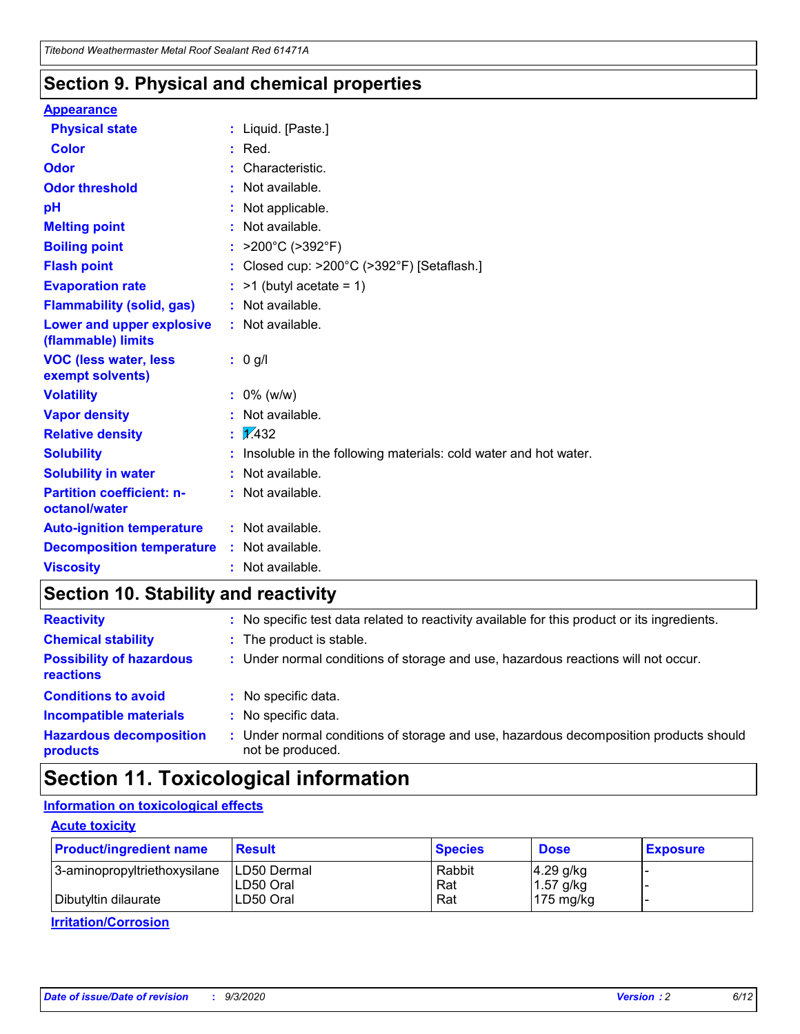## Section 9. Physical and chemical properties

### Appearance

| | | |
|---|---|---|
| **Physical state** | : | Liquid. [Paste.] |
| **Color** | : | Red. |
| **Odor** | : | Characteristic. |
| **Odor threshold** | : | Not available. |
| **pH** | : | Not applicable. |
| **Melting point** | : | Not available. |
| **Boiling point** | : | >200°C (>392°F) |
| **Flash point** | : | Closed cup: >200°C (>392°F) [Setaflash.] |
| **Evaporation rate** | : | >1 (butyl acetate = 1) |
| **Flammability (solid, gas)** | : | Not available. |
| **Lower and upper explosive (flammable) limits** | : | Not available. |
| **VOC (less water, less exempt solvents)** | : | 0 g/l |
| **Volatility** | : | 0% (w/w) |
| **Vapor density** | : | Not available. |
| **Relative density** | : | 1.432 |
| **Solubility** | : | Insoluble in the following materials: cold water and hot water. |
| **Solubility in water** | : | Not available. |
| **Partition coefficient: n-octanol/water** | : | Not available. |
| **Auto-ignition temperature** | : | Not available. |
| **Decomposition temperature** | : | Not available. |
| **Viscosity** | : | Not available. |

## Section 10. Stability and reactivity

| | | |
|---|---|---|
| **Reactivity** | : | No specific test data related to reactivity available for this product or its ingredients. |
| **Chemical stability** | : | The product is stable. |
| **Possibility of hazardous reactions** | : | Under normal conditions of storage and use, hazardous reactions will not occur. |
| **Conditions to avoid** | : | No specific data. |
| **Incompatible materials** | : | No specific data. |
| **Hazardous decomposition products** | : | Under normal conditions of storage and use, hazardous decomposition products should not be produced. |

## Section 11. Toxicological information

### Information on toxicological effects

#### Acute toxicity

| Product/ingredient name | Result | Species | Dose | Exposure |
|---|---|---|---|---|
| 3-aminopropyltriethoxysilane | LD50 Dermal | Rabbit | 4.29 g/kg | - |
| | LD50 Oral | Rat | 1.57 g/kg | - |
| Dibutyltin dilaurate | LD50 Oral | Rat | 175 mg/kg | - |

#### Irritation/Corrosion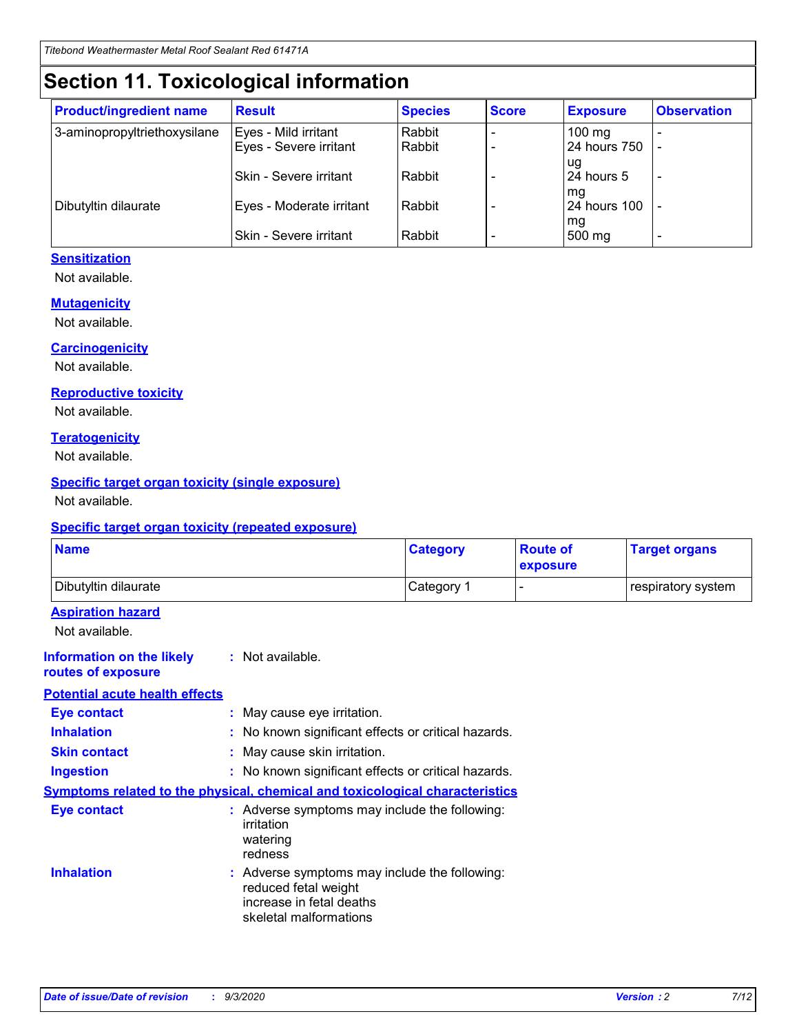# Section 11. Toxicological information

| Product/ingredient name | Result | Species | Score | Exposure | Observation |
|---|---|---|---|---|---|
| 3-aminopropyltriethoxysilane | Eyes - Mild irritant | Rabbit | - | 100 mg | - |
| | Eyes - Severe irritant | Rabbit | - | 24 hours 750 ug | - |
| | Skin - Severe irritant | Rabbit | - | 24 hours 5 mg | - |
| Dibutyltin dilaurate | Eyes - Moderate irritant | Rabbit | - | 24 hours 100 mg | - |
| | Skin - Severe irritant | Rabbit | - | 500 mg | - |

### Sensitization

Not available.

### Mutagenicity

Not available.

### Carcinogenicity

Not available.

### Reproductive toxicity

Not available.

### Teratogenicity

Not available.

### Specific target organ toxicity (single exposure)

Not available.

### Specific target organ toxicity (repeated exposure)

| Name | Category | Route of exposure | Target organs |
|---|---|---|---|
| Dibutyltin dilaurate | Category 1 | - | respiratory system |

### Aspiration hazard

Not available.

**Information on the likely routes of exposure** : Not available.

### Potential acute health effects

**Eye contact** : May cause eye irritation.

**Inhalation** : No known significant effects or critical hazards.

**Skin contact** : May cause skin irritation.

**Ingestion** : No known significant effects or critical hazards.

### Symptoms related to the physical, chemical and toxicological characteristics

**Eye contact** : Adverse symptoms may include the following:
irritation
watering
redness

**Inhalation** : Adverse symptoms may include the following:
reduced fetal weight
increase in fetal deaths
skeletal malformations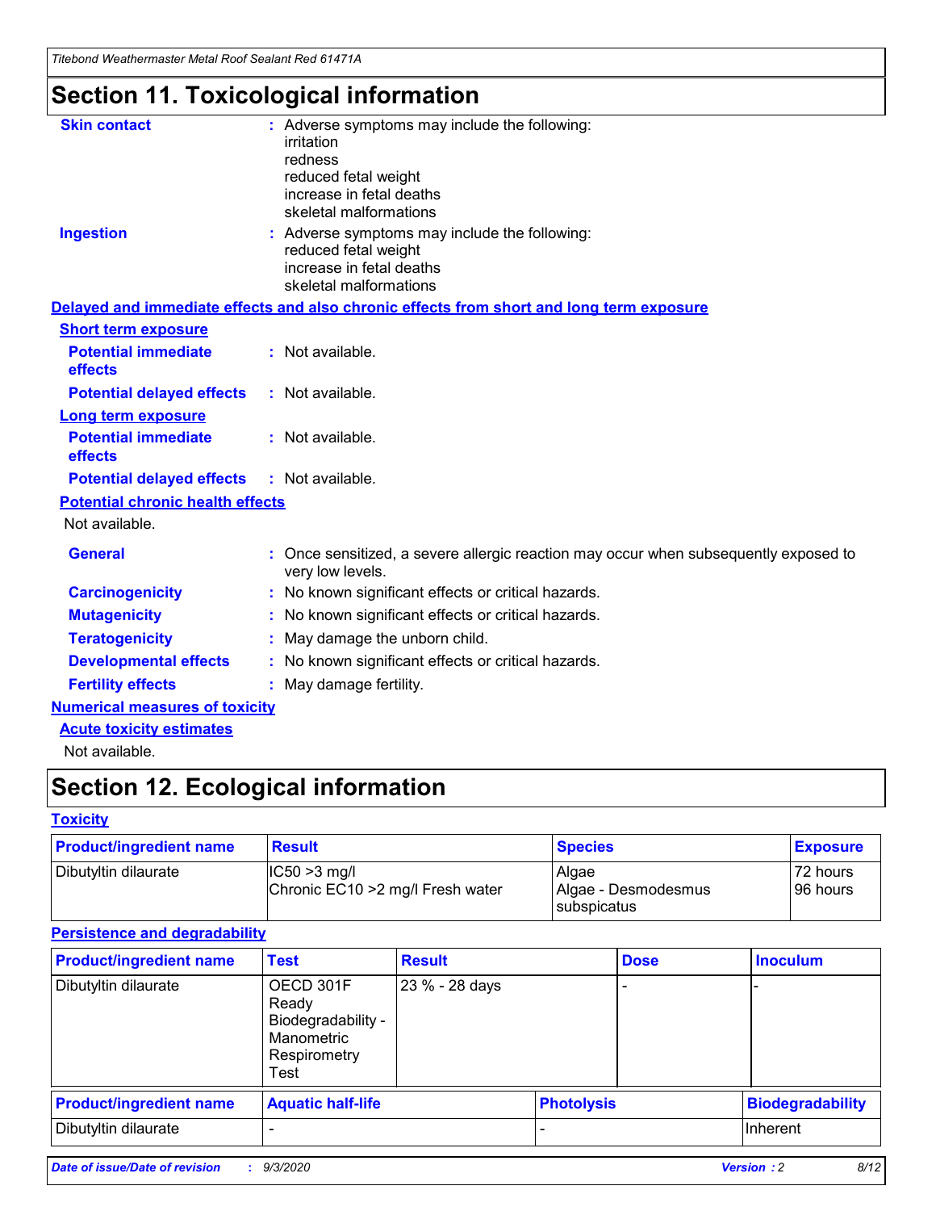# Section 11. Toxicological information

**Skin contact** : Adverse symptoms may include the following:
irritation
redness
reduced fetal weight
increase in fetal deaths
skeletal malformations

**Ingestion** : Adverse symptoms may include the following:
reduced fetal weight
increase in fetal deaths
skeletal malformations

**Delayed and immediate effects and also chronic effects from short and long term exposure**

**Short term exposure**

**Potential immediate effects** : Not available.

**Potential delayed effects** : Not available.

**Long term exposure**

**Potential immediate effects** : Not available.

**Potential delayed effects** : Not available.

**Potential chronic health effects**

Not available.

**General** : Once sensitized, a severe allergic reaction may occur when subsequently exposed to very low levels.

**Carcinogenicity** : No known significant effects or critical hazards.

**Mutagenicity** : No known significant effects or critical hazards.

**Teratogenicity** : May damage the unborn child.

**Developmental effects** : No known significant effects or critical hazards.

**Fertility effects** : May damage fertility.

**Numerical measures of toxicity**

**Acute toxicity estimates**

Not available.

# Section 12. Ecological information

**Toxicity**

| Product/ingredient name | Result | Species | Exposure |
|---|---|---|---|
| Dibutyltin dilaurate | IC50 >3 mg/l<br>Chronic EC10 >2 mg/l Fresh water | Algae<br>Algae - Desmodesmus subspicatus | 72 hours<br>96 hours |

**Persistence and degradability**

| Product/ingredient name | Test | Result | Dose | Inoculum |
|---|---|---|---|---|
| Dibutyltin dilaurate | OECD 301F Ready Biodegradability - Manometric Respirometry Test | 23 % - 28 days | - | - |

| Product/ingredient name | Aquatic half-life | Photolysis | Biodegradability |
|---|---|---|---|
| Dibutyltin dilaurate | - | - | Inherent |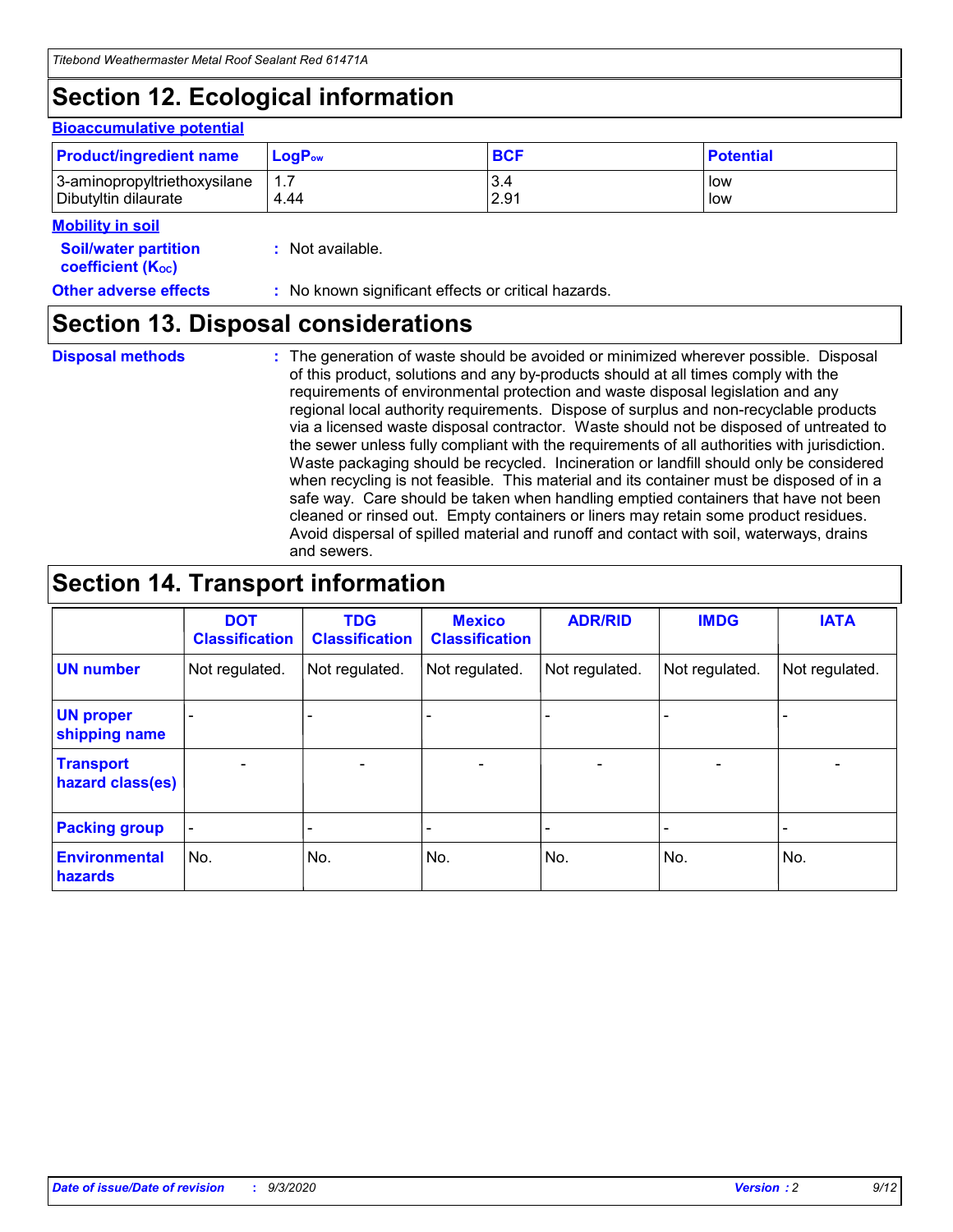# Section 12. Ecological information

### Bioaccumulative potential

| Product/ingredient name | $LogP_{ow}$ | BCF | Potential |
|---|---|---|---|
| 3-aminopropyltriethoxysilane | 1.7 | 3.4 | low |
| Dibutyltin dilaurate | 4.44 | 2.91 | low |

### Mobility in soil

**Soil/water partition coefficient ($K_{OC}$)** : Not available.

**Other adverse effects** : No known significant effects or critical hazards.

# Section 13. Disposal considerations

**Disposal methods** : The generation of waste should be avoided or minimized wherever possible. Disposal of this product, solutions and any by-products should at all times comply with the requirements of environmental protection and waste disposal legislation and any regional local authority requirements. Dispose of surplus and non-recyclable products via a licensed waste disposal contractor. Waste should not be disposed of untreated to the sewer unless fully compliant with the requirements of all authorities with jurisdiction. Waste packaging should be recycled. Incineration or landfill should only be considered when recycling is not feasible. This material and its container must be disposed of in a safe way. Care should be taken when handling emptied containers that have not been cleaned or rinsed out. Empty containers or liners may retain some product residues. Avoid dispersal of spilled material and runoff and contact with soil, waterways, drains and sewers.

# Section 14. Transport information

| | DOT Classification | TDG Classification | Mexico Classification | ADR/RID | IMDG | IATA |
|---|---|---|---|---|---|---|
| UN number | Not regulated. | Not regulated. | Not regulated. | Not regulated. | Not regulated. | Not regulated. |
| UN proper shipping name | - | - | - | - | - | - |
| Transport hazard class(es) | - | - | - | - | - | - |
| Packing group | - | - | - | - | - | - |
| Environmental hazards | No. | No. | No. | No. | No. | No. |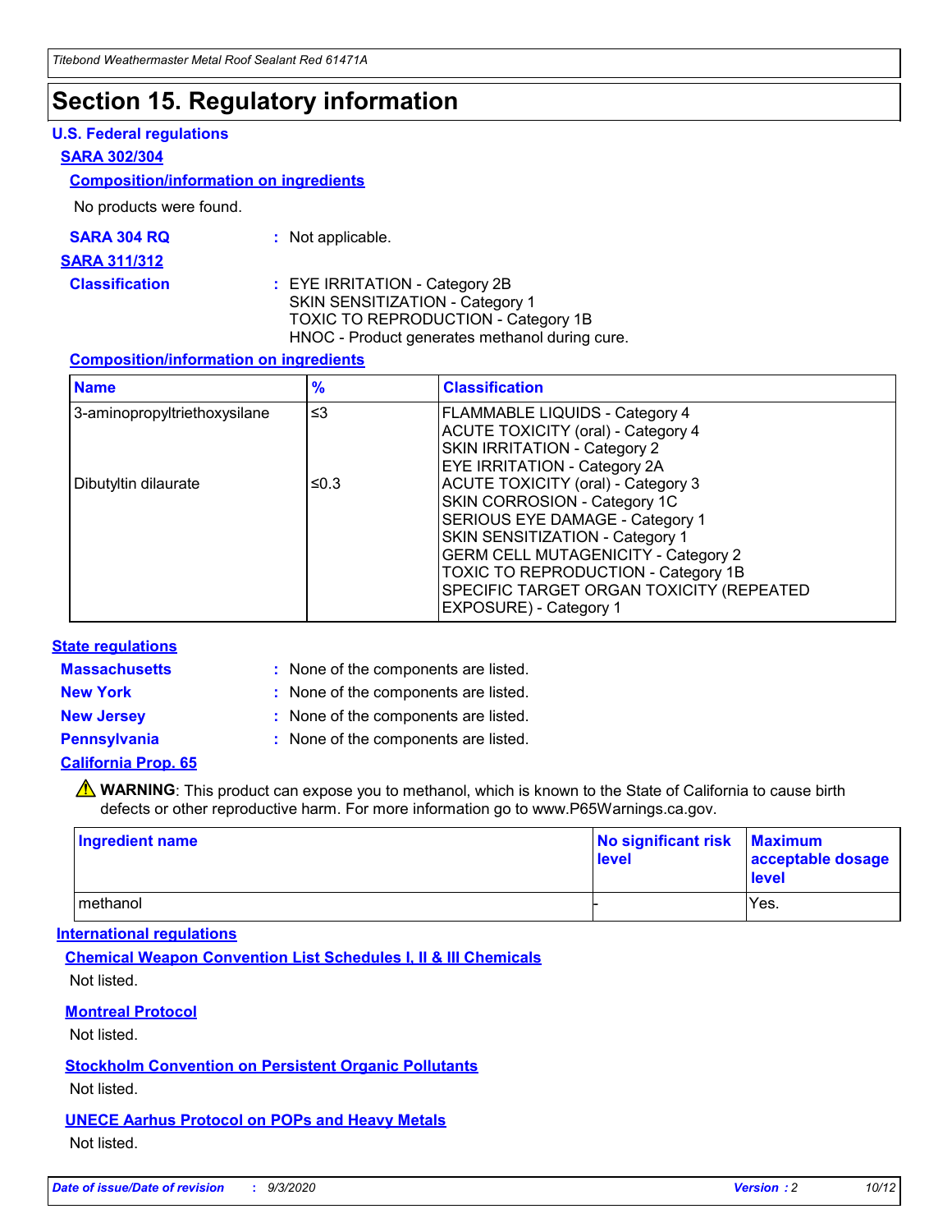# Section 15. Regulatory information

### U.S. Federal regulations

**SARA 302/304**

**Composition/information on ingredients**

No products were found.

**SARA 304 RQ** : Not applicable.

**SARA 311/312**

**Classification** : EYE IRRITATION - Category 2B
SKIN SENSITIZATION - Category 1
TOXIC TO REPRODUCTION - Category 1B
HNOC - Product generates methanol during cure.

**Composition/information on ingredients**

| Name | % | Classification |
|---|---|---|
| 3-aminopropyltriethoxysilane | ≤3 | FLAMMABLE LIQUIDS - Category 4<br>ACUTE TOXICITY (oral) - Category 4<br>SKIN IRRITATION - Category 2<br>EYE IRRITATION - Category 2A |
| Dibutyltin dilaurate | ≤0.3 | ACUTE TOXICITY (oral) - Category 3<br>SKIN CORROSION - Category 1C<br>SERIOUS EYE DAMAGE - Category 1<br>SKIN SENSITIZATION - Category 1<br>GERM CELL MUTAGENICITY - Category 2<br>TOXIC TO REPRODUCTION - Category 1B<br>SPECIFIC TARGET ORGAN TOXICITY (REPEATED EXPOSURE) - Category 1 |

### State regulations

**Massachusetts** : None of the components are listed.

**New York** : None of the components are listed.

**New Jersey** : None of the components are listed.

**Pennsylvania** : None of the components are listed.

**California Prop. 65**

⚠ **WARNING**: This product can expose you to methanol, which is known to the State of California to cause birth defects or other reproductive harm. For more information go to www.P65Warnings.ca.gov.

| Ingredient name | No significant risk level | Maximum acceptable dosage level |
|---|---|---|
| methanol | - | Yes. |

### International regulations

**Chemical Weapon Convention List Schedules I, II & III Chemicals**

Not listed.

**Montreal Protocol**

Not listed.

**Stockholm Convention on Persistent Organic Pollutants**

Not listed.

**UNECE Aarhus Protocol on POPs and Heavy Metals**

Not listed.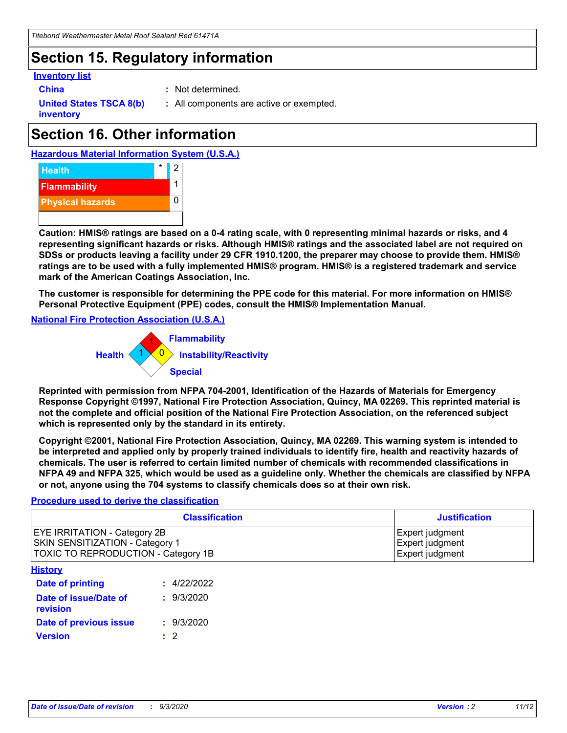# Section 15. Regulatory information

**Inventory list**

**China** : Not determined.

**United States TSCA 8(b) inventory** : All components are active or exempted.

# Section 16. Other information

**Hazardous Material Information System (U.S.A.)**

| | | |
|---|---|---|
| Health | * | 2 |
| Flammability | | 1 |
| Physical hazards | | 0 |

**Caution: HMIS® ratings are based on a 0-4 rating scale, with 0 representing minimal hazards or risks, and 4 representing significant hazards or risks. Although HMIS® ratings and the associated label are not required on SDSs or products leaving a facility under 29 CFR 1910.1200, the preparer may choose to provide them. HMIS® ratings are to be used with a fully implemented HMIS® program. HMIS® is a registered trademark and service mark of the American Coatings Association, Inc.**

**The customer is responsible for determining the PPE code for this material. For more information on HMIS® Personal Protective Equipment (PPE) codes, consult the HMIS® Implementation Manual.**

**National Fire Protection Association (U.S.A.)**

Flammability: 1
Health: 1
Instability/Reactivity: 0
Special:

**Reprinted with permission from NFPA 704-2001, Identification of the Hazards of Materials for Emergency Response Copyright ©1997, National Fire Protection Association, Quincy, MA 02269. This reprinted material is not the complete and official position of the National Fire Protection Association, on the referenced subject which is represented only by the standard in its entirety.**

**Copyright ©2001, National Fire Protection Association, Quincy, MA 02269. This warning system is intended to be interpreted and applied only by properly trained individuals to identify fire, health and reactivity hazards of chemicals. The user is referred to certain limited number of chemicals with recommended classifications in NFPA 49 and NFPA 325, which would be used as a guideline only. Whether the chemicals are classified by NFPA or not, anyone using the 704 systems to classify chemicals does so at their own risk.**

**Procedure used to derive the classification**

| Classification | Justification |
|---|---|
| EYE IRRITATION - Category 2B | Expert judgment |
| SKIN SENSITIZATION - Category 1 | Expert judgment |
| TOXIC TO REPRODUCTION - Category 1B | Expert judgment |

**History**

**Date of printing** : 4/22/2022

**Date of issue/Date of revision** : 9/3/2020

**Date of previous issue** : 9/3/2020

**Version** : 2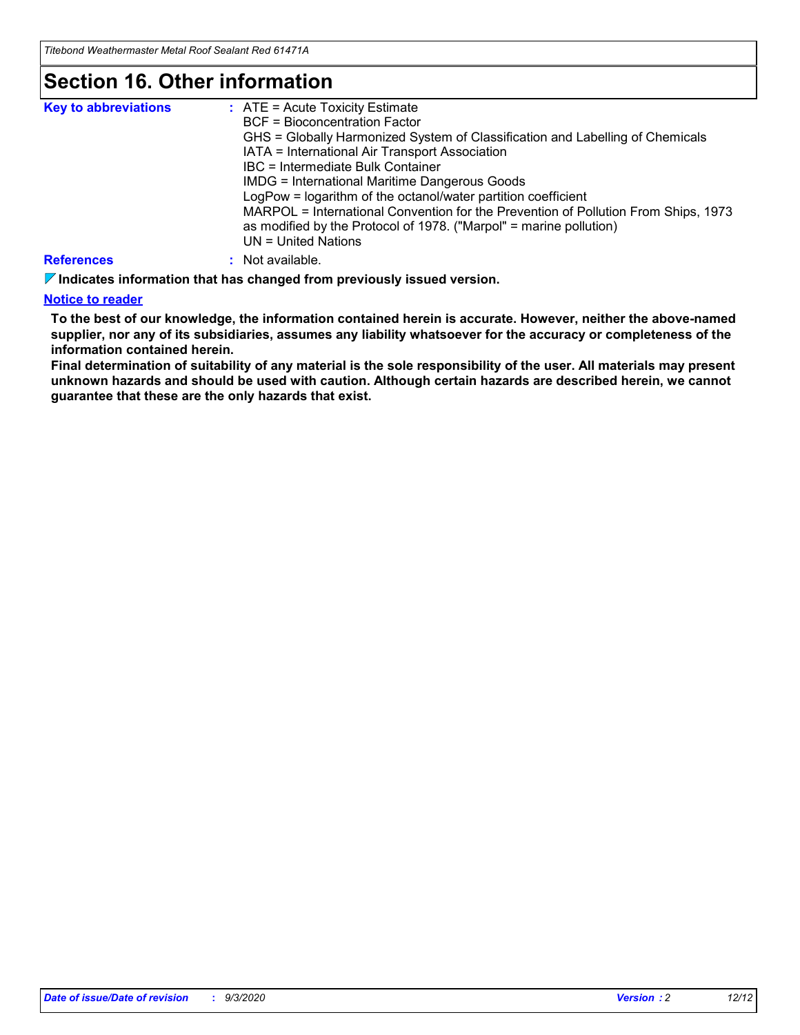# Section 16. Other information

**Key to abbreviations** : ATE = Acute Toxicity Estimate
BCF = Bioconcentration Factor
GHS = Globally Harmonized System of Classification and Labelling of Chemicals
IATA = International Air Transport Association
IBC = Intermediate Bulk Container
IMDG = International Maritime Dangerous Goods
LogPow = logarithm of the octanol/water partition coefficient
MARPOL = International Convention for the Prevention of Pollution From Ships, 1973 as modified by the Protocol of 1978. ("Marpol" = marine pollution)
UN = United Nations

**References** : Not available.

**Indicates information that has changed from previously issued version.**

**Notice to reader**

**To the best of our knowledge, the information contained herein is accurate. However, neither the above-named supplier, nor any of its subsidiaries, assumes any liability whatsoever for the accuracy or completeness of the information contained herein.**

**Final determination of suitability of any material is the sole responsibility of the user. All materials may present unknown hazards and should be used with caution. Although certain hazards are described herein, we cannot guarantee that these are the only hazards that exist.**